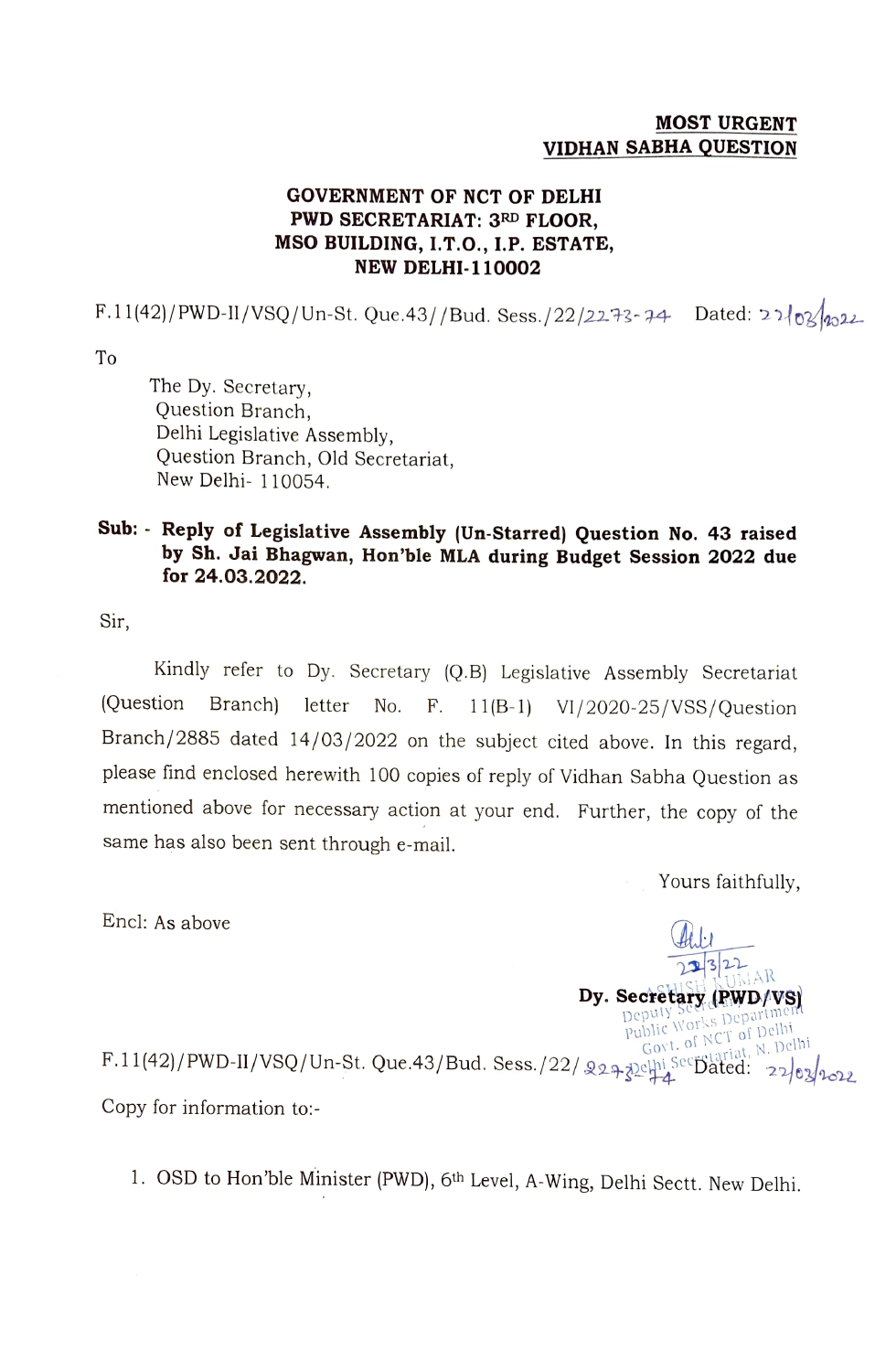**MOST URGENT**
**VIDHAN SABHA QUESTION**

**GOVERNMENT OF NCT OF DELHI**
**PWD SECRETARIAT: 3RD FLOOR,**
**MSO BUILDING, I.T.O., I.P. ESTATE,**
**NEW DELHI-110002**

F.11(42)/PWD-II/VSQ/Un-St. Que.43//Bud. Sess./22/2273-74 Dated: 22/03/2022

To

The Dy. Secretary,
Question Branch,
Delhi Legislative Assembly,
Question Branch, Old Secretariat,
New Delhi- 110054.

**Sub: - Reply of Legislative Assembly (Un-Starred) Question No. 43 raised by Sh. Jai Bhagwan, Hon'ble MLA during Budget Session 2022 due for 24.03.2022.**

Sir,

Kindly refer to Dy. Secretary (Q.B) Legislative Assembly Secretariat (Question Branch) letter No. F. 11(B-1) VI/2020-25/VSS/Question Branch/2885 dated 14/03/2022 on the subject cited above. In this regard, please find enclosed herewith 100 copies of reply of Vidhan Sabha Question as mentioned above for necessary action at your end. Further, the copy of the same has also been sent through e-mail.

Yours faithfully,

Encl: As above

Sd/-
22/3/22
ASHISH KUMAR
**Dy. Secretary (PWD/VS)**
Deputy Secretary
Public Works Department
Govt. of NCT of Delhi
Delhi Secretariat, N. Delhi

F.11(42)/PWD-II/VSQ/Un-St. Que.43/Bud. Sess./22/2273-74 Dated: 22/03/2022

Copy for information to:-

1. OSD to Hon'ble Minister (PWD), 6th Level, A-Wing, Delhi Sectt. New Delhi.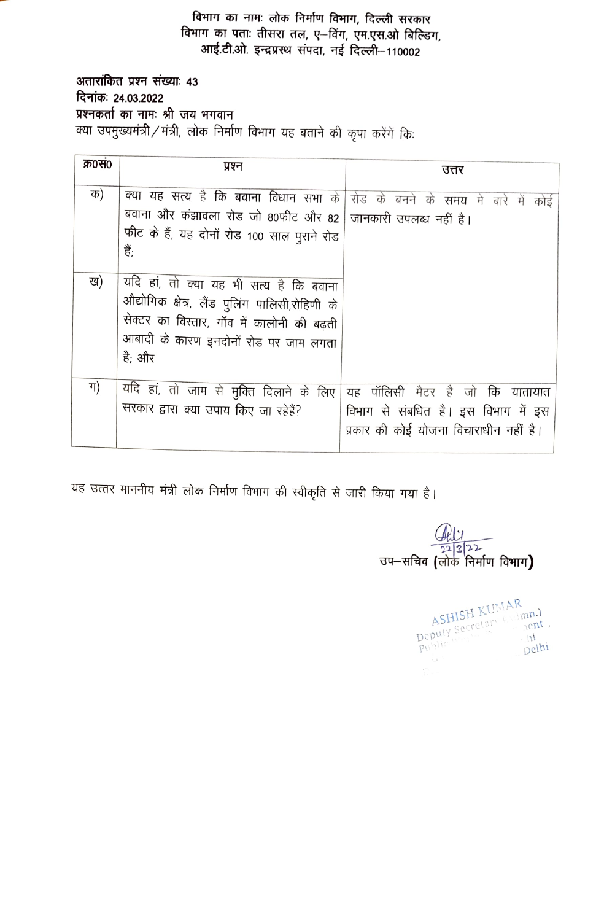विभाग का नामः लोक निर्माण विभाग, दिल्ली सरकार
विभाग का पताः तीसरा तल, ए–विंग, एम.एस.ओ बिल्डिंग,
आई.टी.ओ. इन्द्रप्रस्थ संपदा, नई दिल्ली–110002

**अतारांकित प्रश्न संख्याः 43**
**दिनांकः 24.03.2022**
**प्रश्नकर्ता का नामः श्री जय भगवान**
क्या उपमुख्यमंत्री/मंत्री, लोक निर्माण विभाग यह बताने की कृपा करेंगें किः

| क्र0सं0 | प्रश्न | उत्तर |
|---|---|---|
| क) | क्या यह सत्य है कि बवाना विधान सभा के बवाना और कंझावला रोड जो 80फीट और 82 फीट के हैं, यह दोनों रोड 100 साल पुराने रोड हैं; | रोड के बनने के समय मे बारे में कोई जानकारी उपलब्ध नहीं है। |
| ख) | यदि हां, तो क्या यह भी सत्य है कि बवाना औद्योगिक क्षेत्र, लैंड पुलिंग पालिसी,रोहिणी के सेक्टर का विस्तार, गॉव में कालोनी की बढ़ती आबादी के कारण इनदोनों रोड पर जाम लगता है; और | |
| ग) | यदि हां, तो जाम से मुक्ति दिलाने के लिए सरकार द्वारा क्या उपाय किए जा रहेहैं? | यह पॉलिसी मैटर है जो कि यातायात विभाग से संबंधित है। इस विभाग में इस प्रकार की कोई योजना विचाराधीन नहीं है। |

यह उत्तर माननीय मंत्री लोक निर्माण विभाग की स्वीकृति से जारी किया गया है।

22/3/22
उप–सचिव (लोक निर्माण विभाग)

ASHISH KUMAR
Deputy Secretary (Admn.)
Public Works Department
Delhi